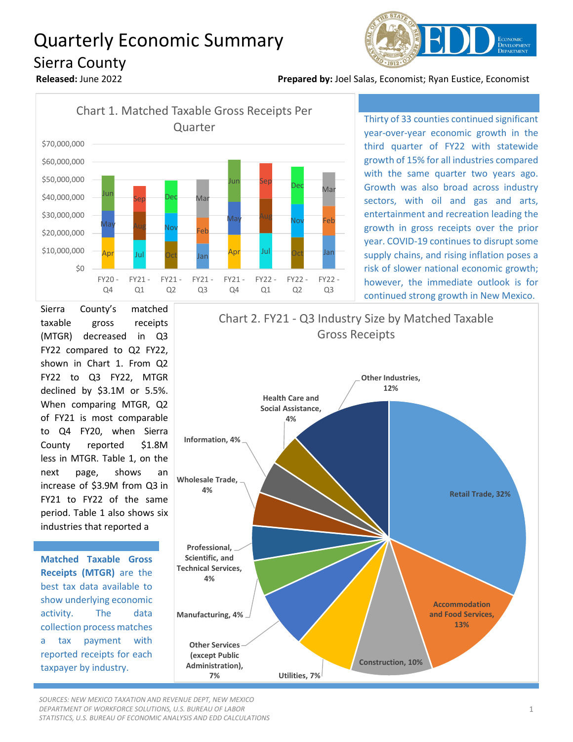# Quarterly Economic Summary

## Sierra County

**Released:** June 2022

**Prepared by:** Joel Salas, Economist; Ryan Eustice, Economist

Chart 1. Matched Taxable Gross Receipts Per Quarter

Thirty of 33 counties continued significant year-over-year economic growth in the third quarter of FY22 with statewide growth of 15% for all industries compared with the same quarter two years ago. Growth was also broad across industry sectors, with oil and gas and arts, entertainment and recreation leading the growth in gross receipts over the prior year. COVID-19 continues to disrupt some supply chains, and rising inflation poses a risk of slower national economic growth; however, the immediate outlook is for continued strong growth in New Mexico.

Sierra County's matched taxable gross receipts (MTGR) decreased in Q3 FY22 compared to Q2 FY22, shown in Chart 1. From Q2 FY22 to Q3 FY22, MTGR declined by $3.1M or 5.5%. When comparing MTGR, Q2 of FY21 is most comparable to Q4 FY20, when Sierra County reported $1.8M less in MTGR. Table 1, on the next page, shows an increase of $3.9M from Q3 in FY21 to FY22 of the same period. Table 1 also shows six industries that reported a

**Matched Taxable Gross Receipts (MTGR)** are the best tax data available to show underlying economic activity. The data collection process matches a tax payment with reported receipts for each taxpayer by industry.

Chart 2. FY21 - Q3 Industry Size by Matched Taxable Gross Receipts

*SOURCES: NEW MEXICO TAXATION AND REVENUE DEPT, NEW MEXICO DEPARTMENT OF WORKFORCE SOLUTIONS, U.S. BUREAU OF LABOR STATISTICS, U.S. BUREAU OF ECONOMIC ANALYSIS AND EDD CALCULATIONS*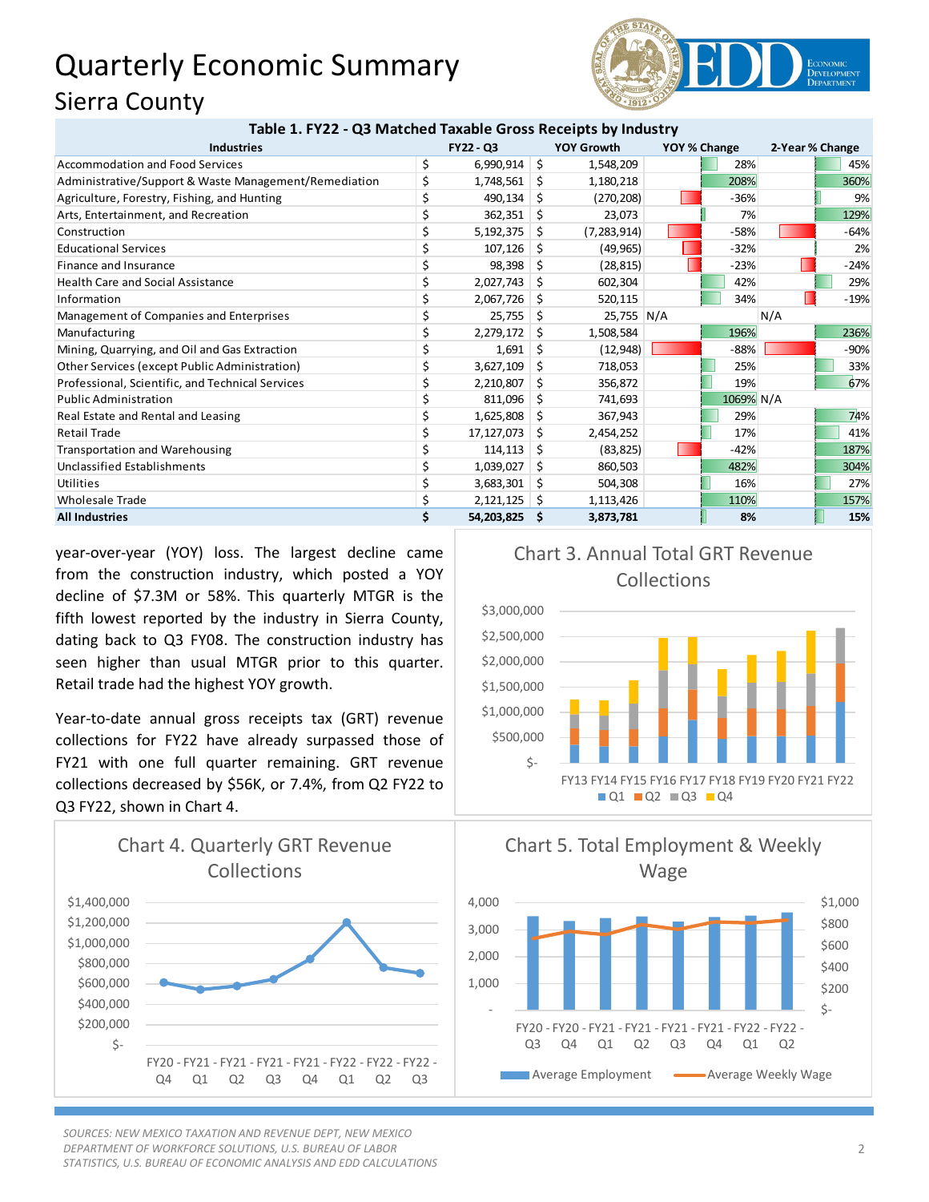# Quarterly Economic Summary

## Sierra County

**Table 1. FY22 - Q3 Matched Taxable Gross Receipts by Industry**

| Industries | FY22 - Q3 | YOY Growth | YOY % Change | 2-Year % Change |
|---|---|---|---|---|
| Accommodation and Food Services | $ 6,990,914 | $ 1,548,209 | 28% | 45% |
| Administrative/Support & Waste Management/Remediation | $ 1,748,561 | $ 1,180,218 | 208% | 360% |
| Agriculture, Forestry, Fishing, and Hunting | $ 490,134 | $ (270,208) | -36% | 9% |
| Arts, Entertainment, and Recreation | $ 362,351 | $ 23,073 | 7% | 129% |
| Construction | $ 5,192,375 | $ (7,283,914) | -58% | -64% |
| Educational Services | $ 107,126 | $ (49,965) | -32% | 2% |
| Finance and Insurance | $ 98,398 | $ (28,815) | -23% | -24% |
| Health Care and Social Assistance | $ 2,027,743 | $ 602,304 | 42% | 29% |
| Information | $ 2,067,726 | $ 520,115 | 34% | -19% |
| Management of Companies and Enterprises | $ 25,755 | $ 25,755 | N/A | N/A |
| Manufacturing | $ 2,279,172 | $ 1,508,584 | 196% | 236% |
| Mining, Quarrying, and Oil and Gas Extraction | $ 1,691 | $ (12,948) | -88% | -90% |
| Other Services (except Public Administration) | $ 3,627,109 | $ 718,053 | 25% | 33% |
| Professional, Scientific, and Technical Services | $ 2,210,807 | $ 356,872 | 19% | 67% |
| Public Administration | $ 811,096 | $ 741,693 | 1069% | N/A |
| Real Estate and Rental and Leasing | $ 1,625,808 | $ 367,943 | 29% | 74% |
| Retail Trade | $ 17,127,073 | $ 2,454,252 | 17% | 41% |
| Transportation and Warehousing | $ 114,113 | $ (83,825) | -42% | 187% |
| Unclassified Establishments | $ 1,039,027 | $ 860,503 | 482% | 304% |
| Utilities | $ 3,683,301 | $ 504,308 | 16% | 27% |
| Wholesale Trade | $ 2,121,125 | $ 1,113,426 | 110% | 157% |
| **All Industries** | **$ 54,203,825** | **$ 3,873,781** | **8%** | **15%** |

year-over-year (YOY) loss. The largest decline came from the construction industry, which posted a YOY decline of $7.3M or 58%. This quarterly MTGR is the fifth lowest reported by the industry in Sierra County, dating back to Q3 FY08. The construction industry has seen higher than usual MTGR prior to this quarter. Retail trade had the highest YOY growth.

Year-to-date annual gross receipts tax (GRT) revenue collections for FY22 have already surpassed those of FY21 with one full quarter remaining. GRT revenue collections decreased by $56K, or 7.4%, from Q2 FY22 to Q3 FY22, shown in Chart 4.

Chart 3. Annual Total GRT Revenue Collections

Chart 4. Quarterly GRT Revenue Collections

Chart 5. Total Employment & Weekly Wage

*SOURCES: NEW MEXICO TAXATION AND REVENUE DEPT, NEW MEXICO DEPARTMENT OF WORKFORCE SOLUTIONS, U.S. BUREAU OF LABOR STATISTICS, U.S. BUREAU OF ECONOMIC ANALYSIS AND EDD CALCULATIONS*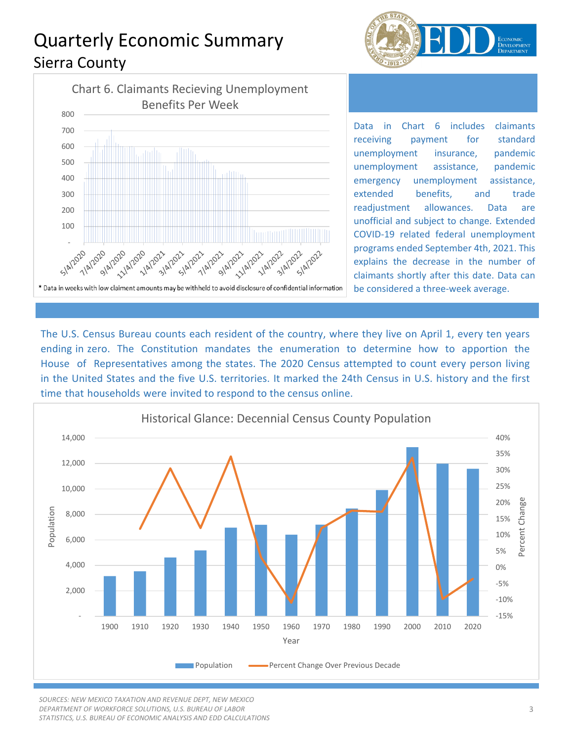# Quarterly Economic Summary

## Sierra County

Chart 6. Claimants Recieving Unemployment Benefits Per Week

800
700
600
500
400
300
200
100
-

5/4/2020 7/4/2020 9/4/2020 11/4/2020 1/4/2021 3/4/2021 5/4/2021 7/4/2021 9/4/2021 11/4/2021 1/4/2022 3/4/2022 5/4/2022

\* Data in weeks with low claiment amounts may be withheld to avoid disclosure of confidential information

Data in Chart 6 includes claimants receiving payment for standard unemployment insurance, pandemic unemployment assistance, pandemic emergency unemployment assistance, extended benefits, and trade readjustment allowances. Data are unofficial and subject to change. Extended COVID-19 related federal unemployment programs ended September 4th, 2021. This explains the decrease in the number of claimants shortly after this date. Data can be considered a three-week average.

The U.S. Census Bureau counts each resident of the country, where they live on April 1, every ten years ending in zero. The Constitution mandates the enumeration to determine how to apportion the House of Representatives among the states. The 2020 Census attempted to count every person living in the United States and the five U.S. territories. It marked the 24th Census in U.S. history and the first time that households were invited to respond to the census online.

Historical Glance: Decennial Census County Population

Population: 14,000 12,000 10,000 8,000 6,000 4,000 2,000 -

Percent Change: 40% 35% 30% 25% 20% 15% 10% 5% 0% -5% -10% -15%

Year: 1900 1910 1920 1930 1940 1950 1960 1970 1980 1990 2000 2010 2020

Population — Percent Change Over Previous Decade

*SOURCES: NEW MEXICO TAXATION AND REVENUE DEPT, NEW MEXICO DEPARTMENT OF WORKFORCE SOLUTIONS, U.S. BUREAU OF LABOR STATISTICS, U.S. BUREAU OF ECONOMIC ANALYSIS AND EDD CALCULATIONS*